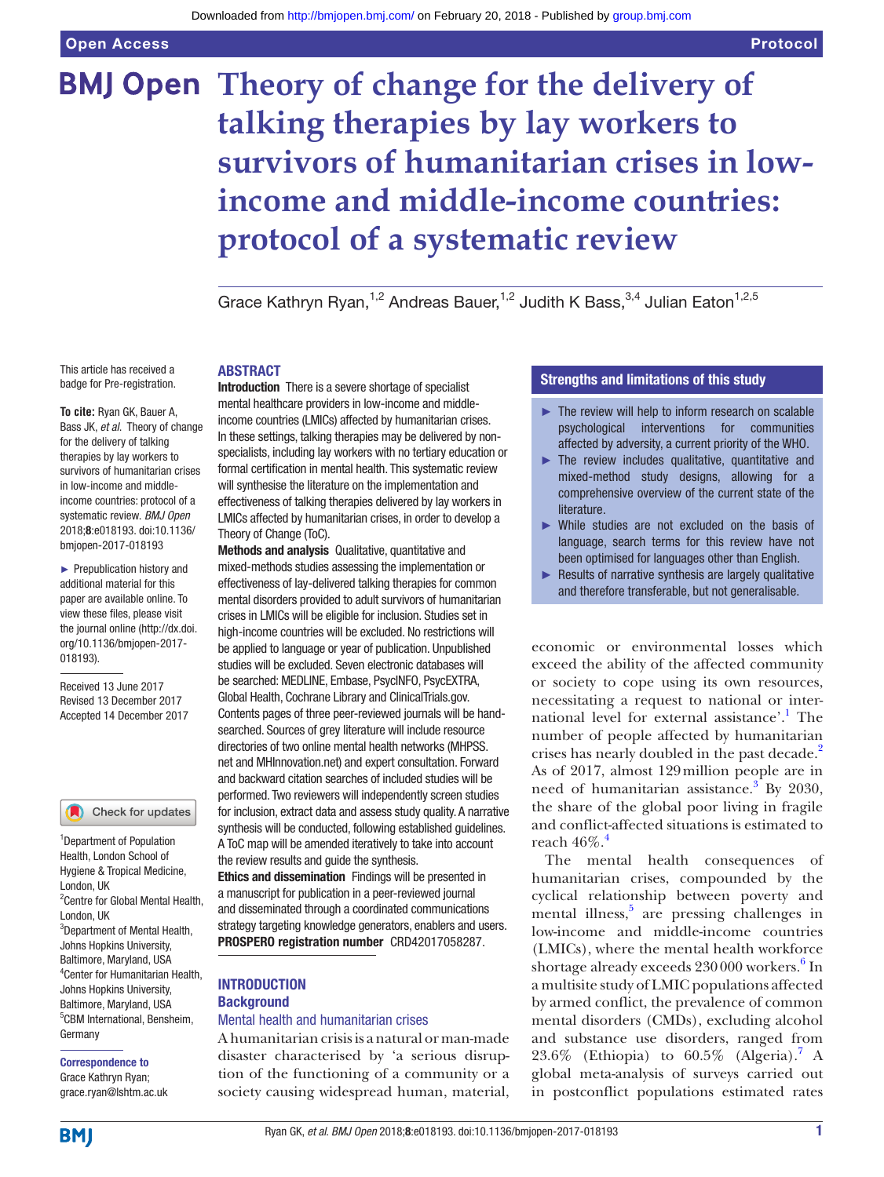Open Access Protocol

# Theory of change for the delivery of talking therapies by lay workers to survivors of humanitarian crises in low-income and middle-income countries: protocol of a systematic review

Grace Kathryn Ryan,[1,2] Andreas Bauer,[1,2] Judith K Bass,[3,4] Julian Eaton[1,2,5]

This article has received a badge for Pre-registration.

**To cite:** Ryan GK, Bauer A, Bass JK, *et al*. Theory of change for the delivery of talking therapies by lay workers to survivors of humanitarian crises in low-income and middle-income countries: protocol of a systematic review. *BMJ Open* 2018;**8**:e018193. doi:10.1136/bmjopen-2017-018193

► Prepublication history and additional material for this paper are available online. To view these files, please visit the journal online (http://dx.doi.org/10.1136/bmjopen-2017-018193).

Received 13 June 2017
Revised 13 December 2017
Accepted 14 December 2017

[1]Department of Population Health, London School of Hygiene & Tropical Medicine, London, UK
[2]Centre for Global Mental Health, London, UK
[3]Department of Mental Health, Johns Hopkins University, Baltimore, Maryland, USA
[4]Center for Humanitarian Health, Johns Hopkins University, Baltimore, Maryland, USA
[5]CBM International, Bensheim, Germany

**Correspondence to**
Grace Kathryn Ryan; grace.ryan@lshtm.ac.uk

## ABSTRACT

**Introduction** There is a severe shortage of specialist mental healthcare providers in low-income and middle-income countries (LMICs) affected by humanitarian crises. In these settings, talking therapies may be delivered by non-specialists, including lay workers with no tertiary education or formal certification in mental health. This systematic review will synthesise the literature on the implementation and effectiveness of talking therapies delivered by lay workers in LMICs affected by humanitarian crises, in order to develop a Theory of Change (ToC).

**Methods and analysis** Qualitative, quantitative and mixed-methods studies assessing the implementation or effectiveness of lay-delivered talking therapies for common mental disorders provided to adult survivors of humanitarian crises in LMICs will be eligible for inclusion. Studies set in high-income countries will be excluded. No restrictions will be applied to language or year of publication. Unpublished studies will be excluded. Seven electronic databases will be searched: MEDLINE, Embase, PsycINFO, PsycEXTRA, Global Health, Cochrane Library and ClinicalTrials.gov. Contents pages of three peer-reviewed journals will be hand-searched. Sources of grey literature will include resource directories of two online mental health networks (MHPSS.net and MHInnovation.net) and expert consultation. Forward and backward citation searches of included studies will be performed. Two reviewers will independently screen studies for inclusion, extract data and assess study quality. A narrative synthesis will be conducted, following established guidelines. A ToC map will be amended iteratively to take into account the review results and guide the synthesis.

**Ethics and dissemination** Findings will be presented in a manuscript for publication in a peer-reviewed journal and disseminated through a coordinated communications strategy targeting knowledge generators, enablers and users.

**PROSPERO registration number** CRD42017058287.

### Strengths and limitations of this study

- ► The review will help to inform research on scalable psychological interventions for communities affected by adversity, a current priority of the WHO.
- ► The review includes qualitative, quantitative and mixed-method study designs, allowing for a comprehensive overview of the current state of the literature.
- ► While studies are not excluded on the basis of language, search terms for this review have not been optimised for languages other than English.
- ► Results of narrative synthesis are largely qualitative and therefore transferable, but not generalisable.

## INTRODUCTION

### Background

#### Mental health and humanitarian crises

A humanitarian crisis is a natural or man-made disaster characterised by 'a serious disruption of the functioning of a community or a society causing widespread human, material, economic or environmental losses which exceed the ability of the affected community or society to cope using its own resources, necessitating a request to national or international level for external assistance'.[1] The number of people affected by humanitarian crises has nearly doubled in the past decade.[2] As of 2017, almost 129 million people are in need of humanitarian assistance.[3] By 2030, the share of the global poor living in fragile and conflict-affected situations is estimated to reach 46%.[4]

The mental health consequences of humanitarian crises, compounded by the cyclical relationship between poverty and mental illness,[5] are pressing challenges in low-income and middle-income countries (LMICs), where the mental health workforce shortage already exceeds 230 000 workers.[6] In a multisite study of LMIC populations affected by armed conflict, the prevalence of common mental disorders (CMDs), excluding alcohol and substance use disorders, ranged from 23.6% (Ethiopia) to 60.5% (Algeria).[7] A global meta-analysis of surveys carried out in postconflict populations estimated rates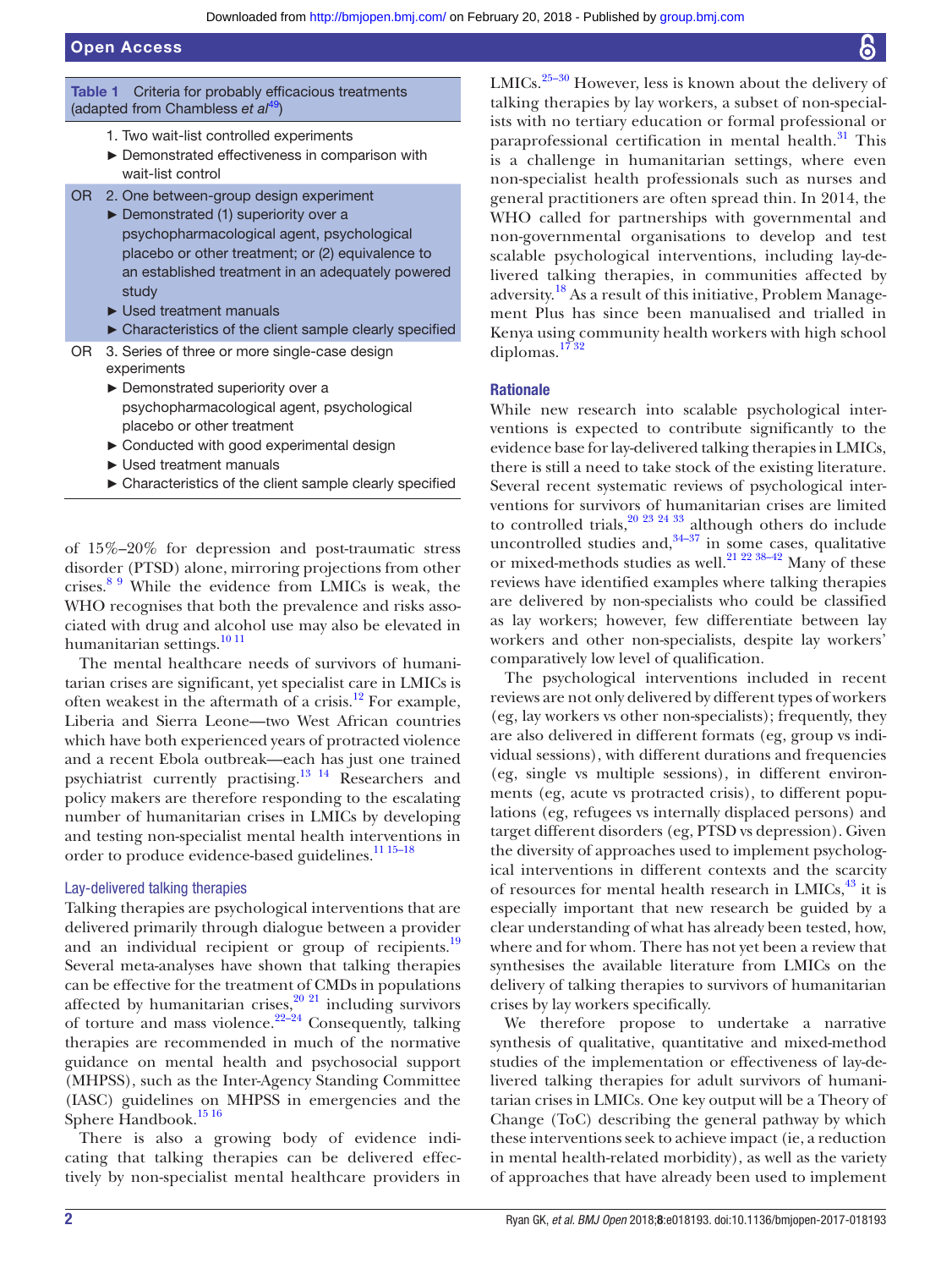**Table 1** Criteria for probably efficacious treatments (adapted from Chambless *et al*[49])

1. Two wait-list controlled experiments
   - Demonstrated effectiveness in comparison with wait-list control

OR 2. One between-group design experiment
   - Demonstrated (1) superiority over a psychopharmacological agent, psychological placebo or other treatment; or (2) equivalence to an established treatment in an adequately powered study
   - Used treatment manuals
   - Characteristics of the client sample clearly specified

OR 3. Series of three or more single-case design experiments
   - Demonstrated superiority over a psychopharmacological agent, psychological placebo or other treatment
   - Conducted with good experimental design
   - Used treatment manuals
   - Characteristics of the client sample clearly specified

of 15%–20% for depression and post-traumatic stress disorder (PTSD) alone, mirroring projections from other crises.[8 9] While the evidence from LMICs is weak, the WHO recognises that both the prevalence and risks associated with drug and alcohol use may also be elevated in humanitarian settings.[10 11]

The mental healthcare needs of survivors of humanitarian crises are significant, yet specialist care in LMICs is often weakest in the aftermath of a crisis.[12] For example, Liberia and Sierra Leone—two West African countries which have both experienced years of protracted violence and a recent Ebola outbreak—each has just one trained psychiatrist currently practising.[13 14] Researchers and policy makers are therefore responding to the escalating number of humanitarian crises in LMICs by developing and testing non-specialist mental health interventions in order to produce evidence-based guidelines.[11 15–18]

### Lay-delivered talking therapies

Talking therapies are psychological interventions that are delivered primarily through dialogue between a provider and an individual recipient or group of recipients.[19] Several meta-analyses have shown that talking therapies can be effective for the treatment of CMDs in populations affected by humanitarian crises,[20 21] including survivors of torture and mass violence.[22–24] Consequently, talking therapies are recommended in much of the normative guidance on mental health and psychosocial support (MHPSS), such as the Inter-Agency Standing Committee (IASC) guidelines on MHPSS in emergencies and the Sphere Handbook.[15 16]

There is also a growing body of evidence indicating that talking therapies can be delivered effectively by non-specialist mental healthcare providers in LMICs.[25–30] However, less is known about the delivery of talking therapies by lay workers, a subset of non-specialists with no tertiary education or formal professional or paraprofessional certification in mental health.[31] This is a challenge in humanitarian settings, where even non-specialist health professionals such as nurses and general practitioners are often spread thin. In 2014, the WHO called for partnerships with governmental and non-governmental organisations to develop and test scalable psychological interventions, including lay-delivered talking therapies, in communities affected by adversity.[18] As a result of this initiative, Problem Management Plus has since been manualised and trialled in Kenya using community health workers with high school diplomas.[17 32]

### Rationale

While new research into scalable psychological interventions is expected to contribute significantly to the evidence base for lay-delivered talking therapies in LMICs, there is still a need to take stock of the existing literature. Several recent systematic reviews of psychological interventions for survivors of humanitarian crises are limited to controlled trials,[20 23 24 33] although others do include uncontrolled studies and,[34–37] in some cases, qualitative or mixed-methods studies as well.[21 22 38–42] Many of these reviews have identified examples where talking therapies are delivered by non-specialists who could be classified as lay workers; however, few differentiate between lay workers and other non-specialists, despite lay workers' comparatively low level of qualification.

The psychological interventions included in recent reviews are not only delivered by different types of workers (eg, lay workers vs other non-specialists); frequently, they are also delivered in different formats (eg, group vs individual sessions), with different durations and frequencies (eg, single vs multiple sessions), in different environments (eg, acute vs protracted crisis), to different populations (eg, refugees vs internally displaced persons) and target different disorders (eg, PTSD vs depression). Given the diversity of approaches used to implement psychological interventions in different contexts and the scarcity of resources for mental health research in LMICs,[43] it is especially important that new research be guided by a clear understanding of what has already been tested, how, where and for whom. There has not yet been a review that synthesises the available literature from LMICs on the delivery of talking therapies to survivors of humanitarian crises by lay workers specifically.

We therefore propose to undertake a narrative synthesis of qualitative, quantitative and mixed-method studies of the implementation or effectiveness of lay-delivered talking therapies for adult survivors of humanitarian crises in LMICs. One key output will be a Theory of Change (ToC) describing the general pathway by which these interventions seek to achieve impact (ie, a reduction in mental health-related morbidity), as well as the variety of approaches that have already been used to implement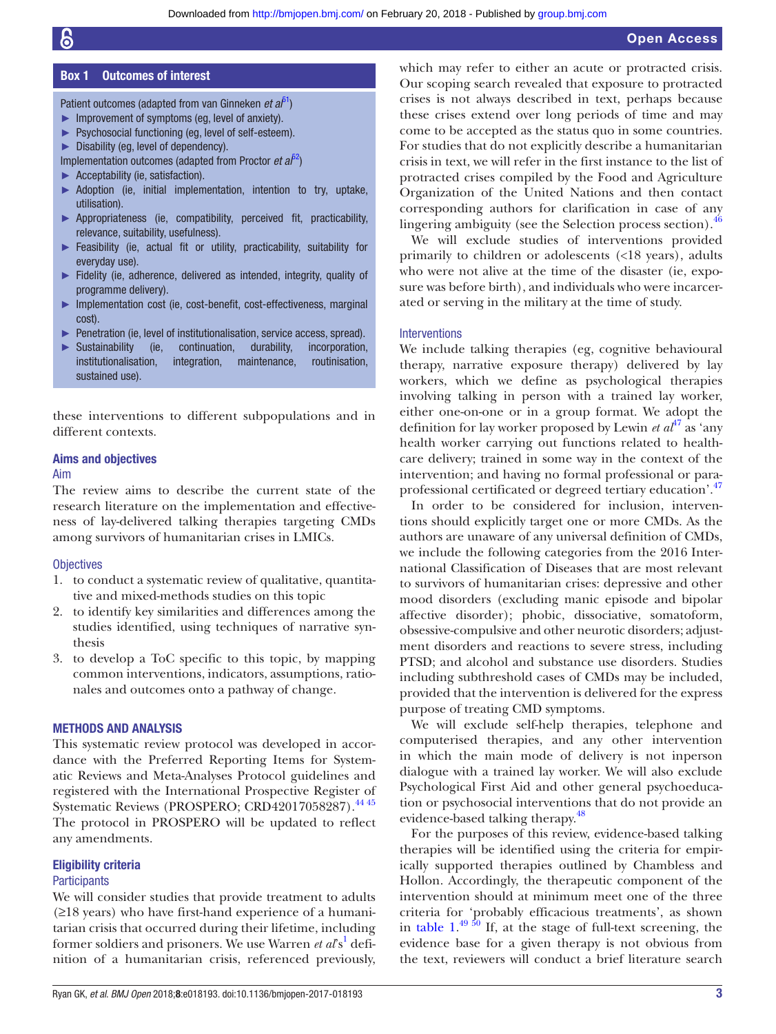**Box 1 Outcomes of interest**

Patient outcomes (adapted from van Ginneken *et al*[51])

- Improvement of symptoms (eg, level of anxiety).
- Psychosocial functioning (eg, level of self-esteem).
- Disability (eg, level of dependency).

Implementation outcomes (adapted from Proctor *et al*[52])

- Acceptability (ie, satisfaction).
- Adoption (ie, initial implementation, intention to try, uptake, utilisation).
- Appropriateness (ie, compatibility, perceived fit, practicability, relevance, suitability, usefulness).
- Feasibility (ie, actual fit or utility, practicability, suitability for everyday use).
- Fidelity (ie, adherence, delivered as intended, integrity, quality of programme delivery).
- Implementation cost (ie, cost-benefit, cost-effectiveness, marginal cost).
- Penetration (ie, level of institutionalisation, service access, spread).
- Sustainability (ie, continuation, durability, incorporation, institutionalisation, integration, maintenance, routinisation, sustained use).

these interventions to different subpopulations and in different contexts.

## Aims and objectives

### Aim

The review aims to describe the current state of the research literature on the implementation and effectiveness of lay-delivered talking therapies targeting CMDs among survivors of humanitarian crises in LMICs.

### Objectives

1. to conduct a systematic review of qualitative, quantitative and mixed-methods studies on this topic
2. to identify key similarities and differences among the studies identified, using techniques of narrative synthesis
3. to develop a ToC specific to this topic, by mapping common interventions, indicators, assumptions, rationales and outcomes onto a pathway of change.

## METHODS AND ANALYSIS

This systematic review protocol was developed in accordance with the Preferred Reporting Items for Systematic Reviews and Meta-Analyses Protocol guidelines and registered with the International Prospective Register of Systematic Reviews (PROSPERO; CRD42017058287).[44 45] The protocol in PROSPERO will be updated to reflect any amendments.

## Eligibility criteria

### Participants

We will consider studies that provide treatment to adults (≥18 years) who have first-hand experience of a humanitarian crisis that occurred during their lifetime, including former soldiers and prisoners. We use Warren *et al*'s[1] definition of a humanitarian crisis, referenced previously, which may refer to either an acute or protracted crisis. Our scoping search revealed that exposure to protracted crises is not always described in text, perhaps because these crises extend over long periods of time and may come to be accepted as the status quo in some countries. For studies that do not explicitly describe a humanitarian crisis in text, we will refer in the first instance to the list of protracted crises compiled by the Food and Agriculture Organization of the United Nations and then contact corresponding authors for clarification in case of any lingering ambiguity (see the Selection process section).[46]

We will exclude studies of interventions provided primarily to children or adolescents (<18 years), adults who were not alive at the time of the disaster (ie, exposure was before birth), and individuals who were incarcerated or serving in the military at the time of study.

### Interventions

We include talking therapies (eg, cognitive behavioural therapy, narrative exposure therapy) delivered by lay workers, which we define as psychological therapies involving talking in person with a trained lay worker, either one-on-one or in a group format. We adopt the definition for lay worker proposed by Lewin *et al*[47] as 'any health worker carrying out functions related to healthcare delivery; trained in some way in the context of the intervention; and having no formal professional or paraprofessional certificated or degreed tertiary education'.[47]

In order to be considered for inclusion, interventions should explicitly target one or more CMDs. As the authors are unaware of any universal definition of CMDs, we include the following categories from the 2016 International Classification of Diseases that are most relevant to survivors of humanitarian crises: depressive and other mood disorders (excluding manic episode and bipolar affective disorder); phobic, dissociative, somatoform, obsessive-compulsive and other neurotic disorders; adjustment disorders and reactions to severe stress, including PTSD; and alcohol and substance use disorders. Studies including subthreshold cases of CMDs may be included, provided that the intervention is delivered for the express purpose of treating CMD symptoms.

We will exclude self-help therapies, telephone and computerised therapies, and any other intervention in which the main mode of delivery is not inperson dialogue with a trained lay worker. We will also exclude Psychological First Aid and other general psychoeducation or psychosocial interventions that do not provide an evidence-based talking therapy.[48]

For the purposes of this review, evidence-based talking therapies will be identified using the criteria for empirically supported therapies outlined by Chambless and Hollon. Accordingly, the therapeutic component of the intervention should at minimum meet one of the three criteria for 'probably efficacious treatments', as shown in table 1.[49 50] If, at the stage of full-text screening, the evidence base for a given therapy is not obvious from the text, reviewers will conduct a brief literature search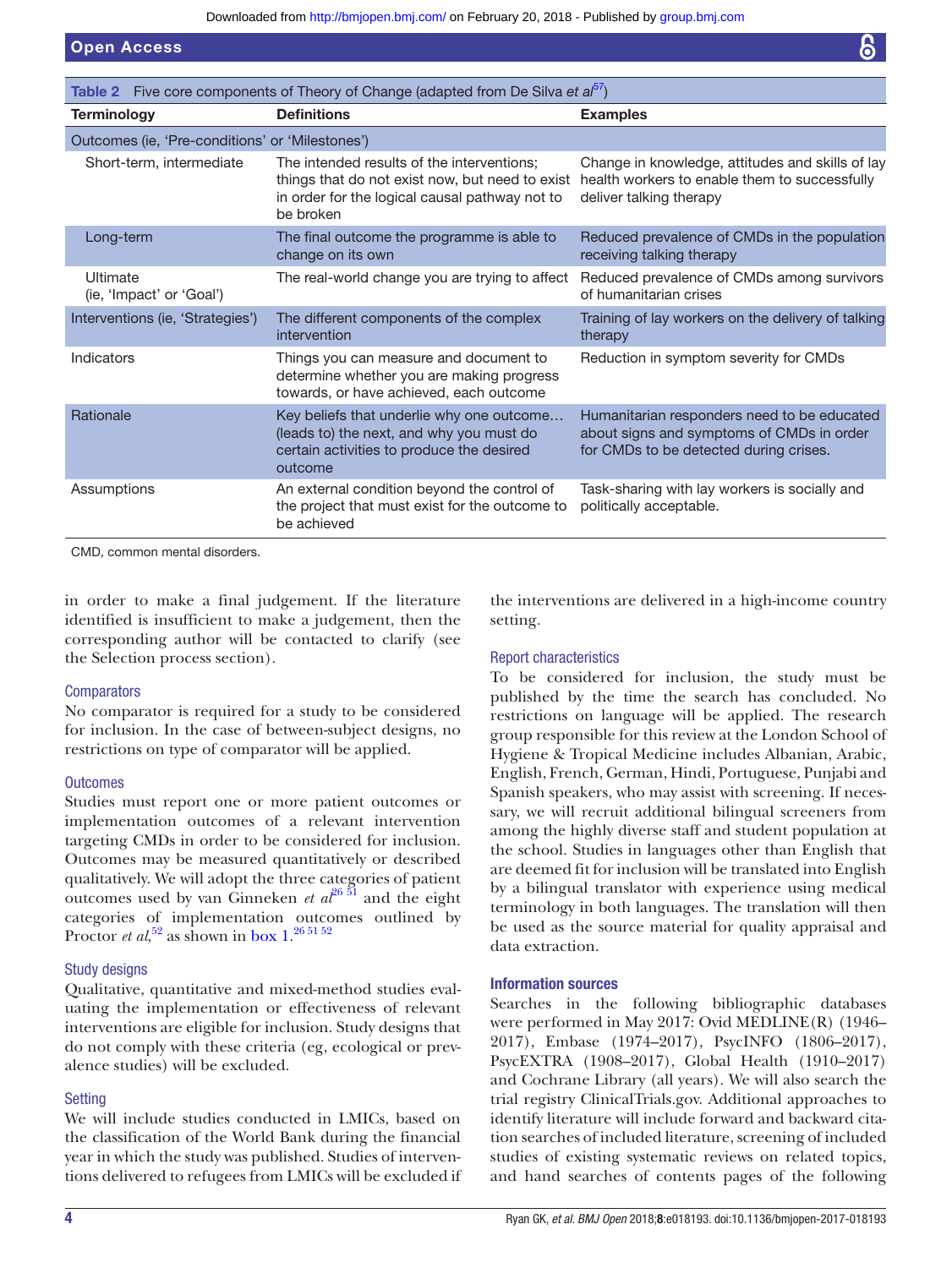Table 2 Five core components of Theory of Change (adapted from De Silva *et al*[57])

| Terminology | Definitions | Examples |
|---|---|---|
| Outcomes (ie, 'Pre-conditions' or 'Milestones') | | |
| Short-term, intermediate | The intended results of the interventions; things that do not exist now, but need to exist in order for the logical causal pathway not to be broken | Change in knowledge, attitudes and skills of lay health workers to enable them to successfully deliver talking therapy |
| Long-term | The final outcome the programme is able to change on its own | Reduced prevalence of CMDs in the population receiving talking therapy |
| Ultimate (ie, 'Impact' or 'Goal') | The real-world change you are trying to affect | Reduced prevalence of CMDs among survivors of humanitarian crises |
| Interventions (ie, 'Strategies') | The different components of the complex intervention | Training of lay workers on the delivery of talking therapy |
| Indicators | Things you can measure and document to determine whether you are making progress towards, or have achieved, each outcome | Reduction in symptom severity for CMDs |
| Rationale | Key beliefs that underlie why one outcome… (leads to) the next, and why you must do certain activities to produce the desired outcome | Humanitarian responders need to be educated about signs and symptoms of CMDs in order for CMDs to be detected during crises. |
| Assumptions | An external condition beyond the control of the project that must exist for the outcome to be achieved | Task-sharing with lay workers is socially and politically acceptable. |

CMD, common mental disorders.

in order to make a final judgement. If the literature identified is insufficient to make a judgement, then the corresponding author will be contacted to clarify (see the Selection process section).

### Comparators

No comparator is required for a study to be considered for inclusion. In the case of between-subject designs, no restrictions on type of comparator will be applied.

### Outcomes

Studies must report one or more patient outcomes or implementation outcomes of a relevant intervention targeting CMDs in order to be considered for inclusion. Outcomes may be measured quantitatively or described qualitatively. We will adopt the three categories of patient outcomes used by van Ginneken *et al*[26 51] and the eight categories of implementation outcomes outlined by Proctor *et al*,[52] as shown in box 1.[26 51 52]

### Study designs

Qualitative, quantitative and mixed-method studies evaluating the implementation or effectiveness of relevant interventions are eligible for inclusion. Study designs that do not comply with these criteria (eg, ecological or prevalence studies) will be excluded.

### Setting

We will include studies conducted in LMICs, based on the classification of the World Bank during the financial year in which the study was published. Studies of interventions delivered to refugees from LMICs will be excluded if the interventions are delivered in a high-income country setting.

### Report characteristics

To be considered for inclusion, the study must be published by the time the search has concluded. No restrictions on language will be applied. The research group responsible for this review at the London School of Hygiene & Tropical Medicine includes Albanian, Arabic, English, French, German, Hindi, Portuguese, Punjabi and Spanish speakers, who may assist with screening. If necessary, we will recruit additional bilingual screeners from among the highly diverse staff and student population at the school. Studies in languages other than English that are deemed fit for inclusion will be translated into English by a bilingual translator with experience using medical terminology in both languages. The translation will then be used as the source material for quality appraisal and data extraction.

## Information sources

Searches in the following bibliographic databases were performed in May 2017: Ovid MEDLINE(R) (1946–2017), Embase (1974–2017), PsycINFO (1806–2017), PsycEXTRA (1908–2017), Global Health (1910–2017) and Cochrane Library (all years). We will also search the trial registry ClinicalTrials.gov. Additional approaches to identify literature will include forward and backward citation searches of included literature, screening of included studies of existing systematic reviews on related topics, and hand searches of contents pages of the following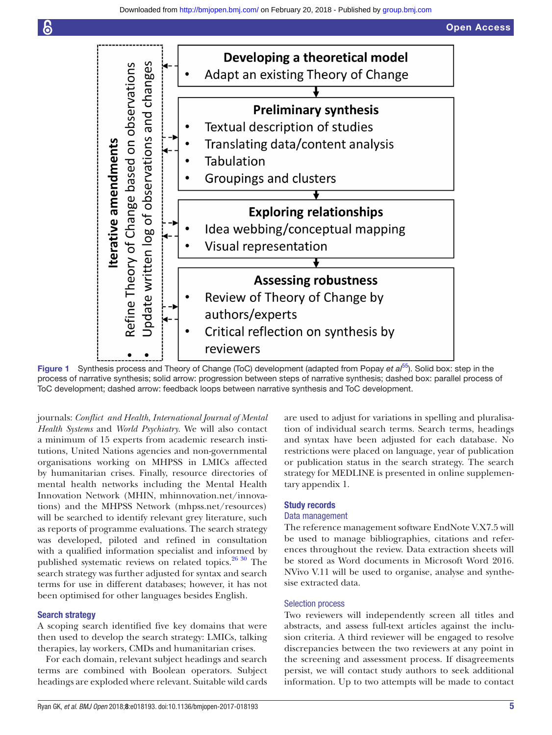**Iterative amendments**

- Refine Theory of Change based on observations
- Update written log of observations and changes

**Developing a theoretical model**
- Adapt an existing Theory of Change

**Preliminary synthesis**
- Textual description of studies
- Translating data/content analysis
- Tabulation
- Groupings and clusters

**Exploring relationships**
- Idea webbing/conceptual mapping
- Visual representation

**Assessing robustness**
- Review of Theory of Change by authors/experts
- Critical reflection on synthesis by reviewers

**Figure 1** Synthesis process and Theory of Change (ToC) development (adapted from Popay *et al*[55]). Solid box: step in the process of narrative synthesis; solid arrow: progression between steps of narrative synthesis; dashed box: parallel process of ToC development; dashed arrow: feedback loops between narrative synthesis and ToC development.

journals: *Conflict and Health*, *International Journal of Mental Health Systems* and *World Psychiatry*. We will also contact a minimum of 15 experts from academic research institutions, United Nations agencies and non-governmental organisations working on MHPSS in LMICs affected by humanitarian crises. Finally, resource directories of mental health networks including the Mental Health Innovation Network (MHIN, mhinnovation.net/innovations) and the MHPSS Network (mhpss.net/resources) will be searched to identify relevant grey literature, such as reports of programme evaluations. The search strategy was developed, piloted and refined in consultation with a qualified information specialist and informed by published systematic reviews on related topics.[26 30] The search strategy was further adjusted for syntax and search terms for use in different databases; however, it has not been optimised for other languages besides English.

### Search strategy

A scoping search identified five key domains that were then used to develop the search strategy: LMICs, talking therapies, lay workers, CMDs and humanitarian crises.

For each domain, relevant subject headings and search terms are combined with Boolean operators. Subject headings are exploded where relevant. Suitable wild cards are used to adjust for variations in spelling and pluralisation of individual search terms. Search terms, headings and syntax have been adjusted for each database. No restrictions were placed on language, year of publication or publication status in the search strategy. The search strategy for MEDLINE is presented in online supplementary appendix 1.

### Study records

#### Data management

The reference management software EndNote V.X7.5 will be used to manage bibliographies, citations and references throughout the review. Data extraction sheets will be stored as Word documents in Microsoft Word 2016. NVivo V.11 will be used to organise, analyse and synthesise extracted data.

#### Selection process

Two reviewers will independently screen all titles and abstracts, and assess full-text articles against the inclusion criteria. A third reviewer will be engaged to resolve discrepancies between the two reviewers at any point in the screening and assessment process. If disagreements persist, we will contact study authors to seek additional information. Up to two attempts will be made to contact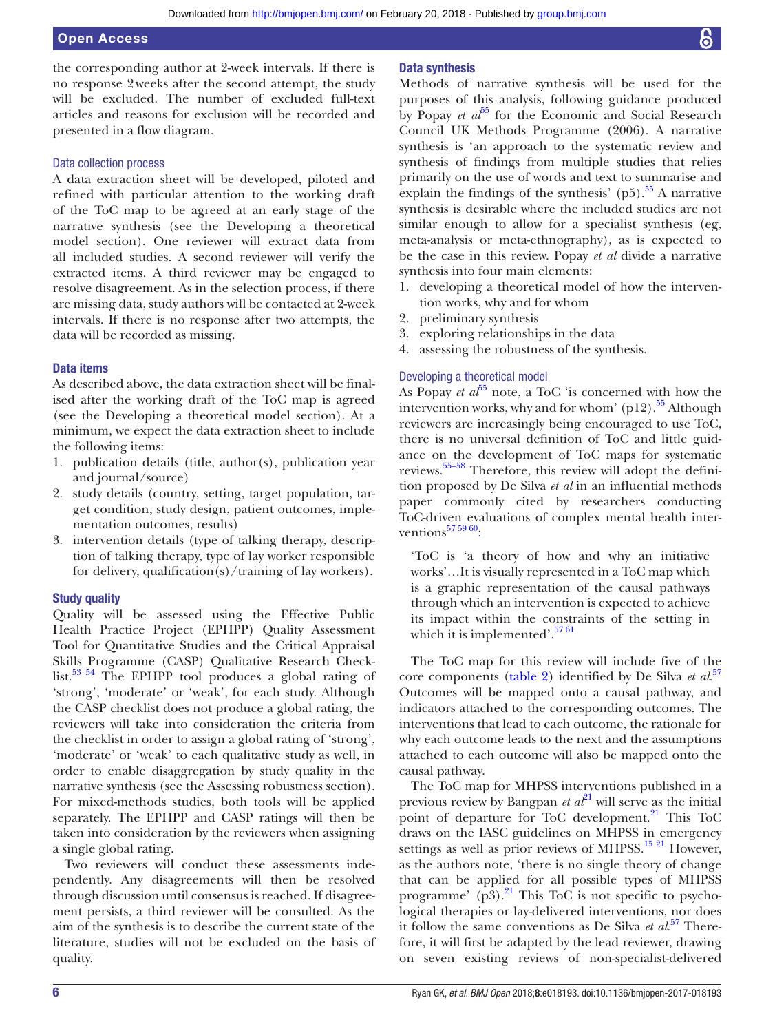the corresponding author at 2-week intervals. If there is no response 2 weeks after the second attempt, the study will be excluded. The number of excluded full-text articles and reasons for exclusion will be recorded and presented in a flow diagram.

### Data collection process

A data extraction sheet will be developed, piloted and refined with particular attention to the working draft of the ToC map to be agreed at an early stage of the narrative synthesis (see the Developing a theoretical model section). One reviewer will extract data from all included studies. A second reviewer will verify the extracted items. A third reviewer may be engaged to resolve disagreement. As in the selection process, if there are missing data, study authors will be contacted at 2-week intervals. If there is no response after two attempts, the data will be recorded as missing.

### Data items

As described above, the data extraction sheet will be finalised after the working draft of the ToC map is agreed (see the Developing a theoretical model section). At a minimum, we expect the data extraction sheet to include the following items:

1. publication details (title, author(s), publication year and journal/source)
2. study details (country, setting, target population, target condition, study design, patient outcomes, implementation outcomes, results)
3. intervention details (type of talking therapy, description of talking therapy, type of lay worker responsible for delivery, qualification(s)/training of lay workers).

### Study quality

Quality will be assessed using the Effective Public Health Practice Project (EPHPP) Quality Assessment Tool for Quantitative Studies and the Critical Appraisal Skills Programme (CASP) Qualitative Research Checklist.[53 54] The EPHPP tool produces a global rating of 'strong', 'moderate' or 'weak', for each study. Although the CASP checklist does not produce a global rating, the reviewers will take into consideration the criteria from the checklist in order to assign a global rating of 'strong', 'moderate' or 'weak' to each qualitative study as well, in order to enable disaggregation by study quality in the narrative synthesis (see the Assessing robustness section). For mixed-methods studies, both tools will be applied separately. The EPHPP and CASP ratings will then be taken into consideration by the reviewers when assigning a single global rating.

Two reviewers will conduct these assessments independently. Any disagreements will then be resolved through discussion until consensus is reached. If disagreement persists, a third reviewer will be consulted. As the aim of the synthesis is to describe the current state of the literature, studies will not be excluded on the basis of quality.

### Data synthesis

Methods of narrative synthesis will be used for the purposes of this analysis, following guidance produced by Popay *et al*[55] for the Economic and Social Research Council UK Methods Programme (2006). A narrative synthesis is 'an approach to the systematic review and synthesis of findings from multiple studies that relies primarily on the use of words and text to summarise and explain the findings of the synthesis' (p5).[55] A narrative synthesis is desirable where the included studies are not similar enough to allow for a specialist synthesis (eg, meta-analysis or meta-ethnography), as is expected to be the case in this review. Popay *et al* divide a narrative synthesis into four main elements:

1. developing a theoretical model of how the intervention works, why and for whom
2. preliminary synthesis
3. exploring relationships in the data
4. assessing the robustness of the synthesis.

### Developing a theoretical model

As Popay *et al*[55] note, a ToC 'is concerned with how the intervention works, why and for whom' (p12).[55] Although reviewers are increasingly being encouraged to use ToC, there is no universal definition of ToC and little guidance on the development of ToC maps for systematic reviews.[55–58] Therefore, this review will adopt the definition proposed by De Silva *et al* in an influential methods paper commonly cited by researchers conducting ToC-driven evaluations of complex mental health interventions[57 59 60]:

> 'ToC is 'a theory of how and why an initiative works'…It is visually represented in a ToC map which is a graphic representation of the causal pathways through which an intervention is expected to achieve its impact within the constraints of the setting in which it is implemented'.[57 61]

The ToC map for this review will include five of the core components (table 2) identified by De Silva *et al*.[57] Outcomes will be mapped onto a causal pathway, and indicators attached to the corresponding outcomes. The interventions that lead to each outcome, the rationale for why each outcome leads to the next and the assumptions attached to each outcome will also be mapped onto the causal pathway.

The ToC map for MHPSS interventions published in a previous review by Bangpan *et al*[21] will serve as the initial point of departure for ToC development.[21] This ToC draws on the IASC guidelines on MHPSS in emergency settings as well as prior reviews of MHPSS.[15 21] However, as the authors note, 'there is no single theory of change that can be applied for all possible types of MHPSS programme' (p3).[21] This ToC is not specific to psychological therapies or lay-delivered interventions, nor does it follow the same conventions as De Silva *et al*.[57] Therefore, it will first be adapted by the lead reviewer, drawing on seven existing reviews of non-specialist-delivered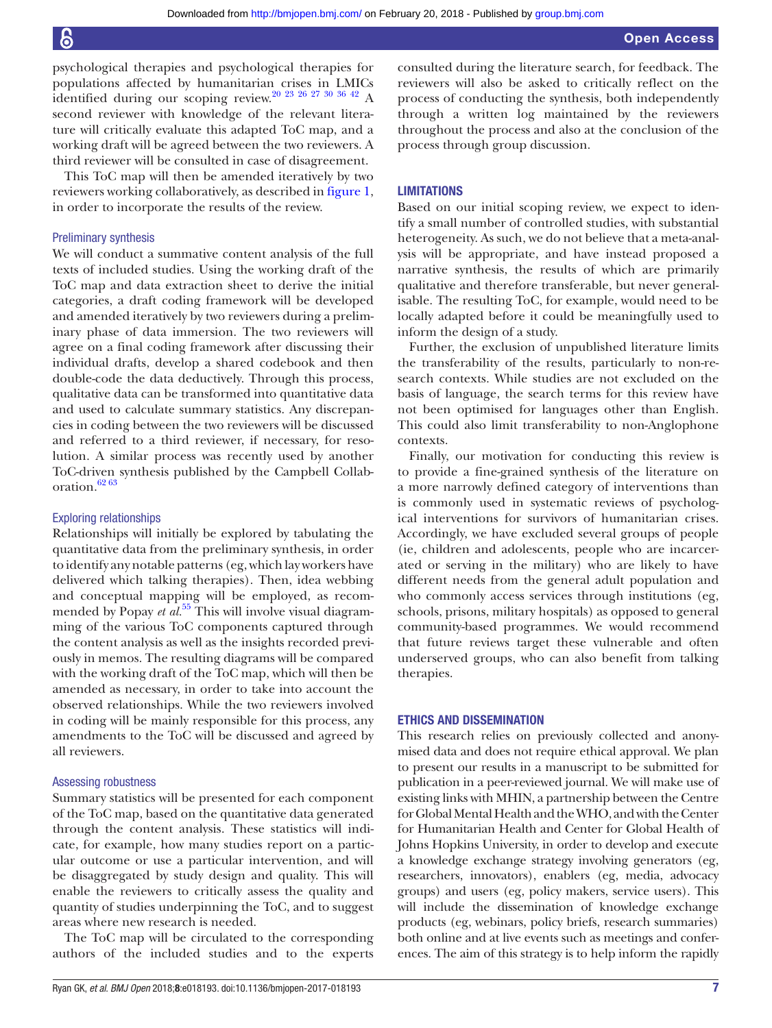psychological therapies and psychological therapies for populations affected by humanitarian crises in LMICs identified during our scoping review.[20 23 26 27 30 36 42] A second reviewer with knowledge of the relevant literature will critically evaluate this adapted ToC map, and a working draft will be agreed between the two reviewers. A third reviewer will be consulted in case of disagreement.

This ToC map will then be amended iteratively by two reviewers working collaboratively, as described in figure 1, in order to incorporate the results of the review.

### Preliminary synthesis

We will conduct a summative content analysis of the full texts of included studies. Using the working draft of the ToC map and data extraction sheet to derive the initial categories, a draft coding framework will be developed and amended iteratively by two reviewers during a preliminary phase of data immersion. The two reviewers will agree on a final coding framework after discussing their individual drafts, develop a shared codebook and then double-code the data deductively. Through this process, qualitative data can be transformed into quantitative data and used to calculate summary statistics. Any discrepancies in coding between the two reviewers will be discussed and referred to a third reviewer, if necessary, for resolution. A similar process was recently used by another ToC-driven synthesis published by the Campbell Collaboration.[62 63]

### Exploring relationships

Relationships will initially be explored by tabulating the quantitative data from the preliminary synthesis, in order to identify any notable patterns (eg, which lay workers have delivered which talking therapies). Then, idea webbing and conceptual mapping will be employed, as recommended by Popay *et al*.[55] This will involve visual diagramming of the various ToC components captured through the content analysis as well as the insights recorded previously in memos. The resulting diagrams will be compared with the working draft of the ToC map, which will then be amended as necessary, in order to take into account the observed relationships. While the two reviewers involved in coding will be mainly responsible for this process, any amendments to the ToC will be discussed and agreed by all reviewers.

### Assessing robustness

Summary statistics will be presented for each component of the ToC map, based on the quantitative data generated through the content analysis. These statistics will indicate, for example, how many studies report on a particular outcome or use a particular intervention, and will be disaggregated by study design and quality. This will enable the reviewers to critically assess the quality and quantity of studies underpinning the ToC, and to suggest areas where new research is needed.

The ToC map will be circulated to the corresponding authors of the included studies and to the experts consulted during the literature search, for feedback. The reviewers will also be asked to critically reflect on the process of conducting the synthesis, both independently through a written log maintained by the reviewers throughout the process and also at the conclusion of the process through group discussion.

## LIMITATIONS

Based on our initial scoping review, we expect to identify a small number of controlled studies, with substantial heterogeneity. As such, we do not believe that a meta-analysis will be appropriate, and have instead proposed a narrative synthesis, the results of which are primarily qualitative and therefore transferable, but never generalisable. The resulting ToC, for example, would need to be locally adapted before it could be meaningfully used to inform the design of a study.

Further, the exclusion of unpublished literature limits the transferability of the results, particularly to non-research contexts. While studies are not excluded on the basis of language, the search terms for this review have not been optimised for languages other than English. This could also limit transferability to non-Anglophone contexts.

Finally, our motivation for conducting this review is to provide a fine-grained synthesis of the literature on a more narrowly defined category of interventions than is commonly used in systematic reviews of psychological interventions for survivors of humanitarian crises. Accordingly, we have excluded several groups of people (ie, children and adolescents, people who are incarcerated or serving in the military) who are likely to have different needs from the general adult population and who commonly access services through institutions (eg, schools, prisons, military hospitals) as opposed to general community-based programmes. We would recommend that future reviews target these vulnerable and often underserved groups, who can also benefit from talking therapies.

## ETHICS AND DISSEMINATION

This research relies on previously collected and anonymised data and does not require ethical approval. We plan to present our results in a manuscript to be submitted for publication in a peer-reviewed journal. We will make use of existing links with MHIN, a partnership between the Centre for Global Mental Health and the WHO, and with the Center for Humanitarian Health and Center for Global Health of Johns Hopkins University, in order to develop and execute a knowledge exchange strategy involving generators (eg, researchers, innovators), enablers (eg, media, advocacy groups) and users (eg, policy makers, service users). This will include the dissemination of knowledge exchange products (eg, webinars, policy briefs, research summaries) both online and at live events such as meetings and conferences. The aim of this strategy is to help inform the rapidly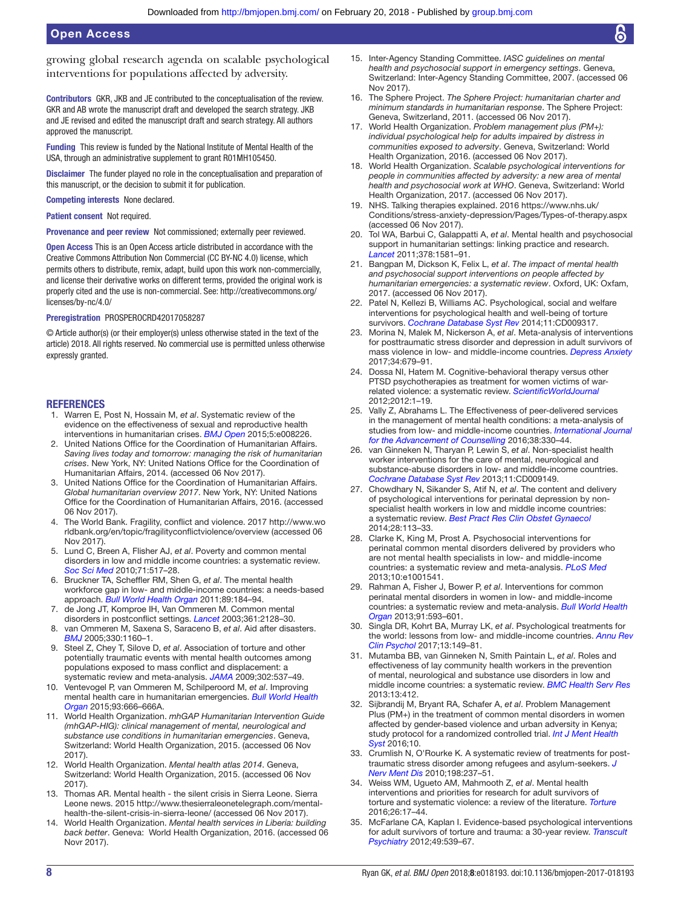growing global research agenda on scalable psychological interventions for populations affected by adversity.

**Contributors** GKR, JKB and JE contributed to the conceptualisation of the review. GKR and AB wrote the manuscript draft and developed the search strategy. JKB and JE revised and edited the manuscript draft and search strategy. All authors approved the manuscript.

**Funding** This review is funded by the National Institute of Mental Health of the USA, through an administrative supplement to grant R01MH105450.

**Disclaimer** The funder played no role in the conceptualisation and preparation of this manuscript, or the decision to submit it for publication.

**Competing interests** None declared.

**Patient consent** Not required.

**Provenance and peer review** Not commissioned; externally peer reviewed.

**Open Access** This is an Open Access article distributed in accordance with the Creative Commons Attribution Non Commercial (CC BY-NC 4.0) license, which permits others to distribute, remix, adapt, build upon this work non-commercially, and license their derivative works on different terms, provided the original work is properly cited and the use is non-commercial. See: http://creativecommons.org/licenses/by-nc/4.0/

**Preregistration** PROSPEROCRD42017058287

© Article author(s) (or their employer(s) unless otherwise stated in the text of the article) 2018. All rights reserved. No commercial use is permitted unless otherwise expressly granted.

## REFERENCES

1. Warren E, Post N, Hossain M, *et al*. Systematic review of the evidence on the effectiveness of sexual and reproductive health interventions in humanitarian crises. *BMJ Open* 2015;5:e008226.
2. United Nations Office for the Coordination of Humanitarian Affairs. *Saving lives today and tomorrow: managing the risk of humanitarian crises*. New York, NY: United Nations Office for the Coordination of Humanitarian Affairs, 2014. (accessed 06 Nov 2017).
3. United Nations Office for the Coordination of Humanitarian Affairs. *Global humanitarian overview 2017*. New York, NY: United Nations Office for the Coordination of Humanitarian Affairs, 2016. (accessed 06 Nov 2017).
4. The World Bank. Fragility, conflict and violence. 2017 http://www.worldbank.org/en/topic/fragilityconflictviolence/overview (accessed 06 Nov 2017).
5. Lund C, Breen A, Flisher AJ, *et al*. Poverty and common mental disorders in low and middle income countries: a systematic review. *Soc Sci Med* 2010;71:517–28.
6. Bruckner TA, Scheffler RM, Shen G, *et al*. The mental health workforce gap in low- and middle-income countries: a needs-based approach. *Bull World Health Organ* 2011;89:184–94.
7. de Jong JT, Komproe IH, Van Ommeren M. Common mental disorders in postconflict settings. *Lancet* 2003;361:2128–30.
8. van Ommeren M, Saxena S, Saraceno B, *et al*. Aid after disasters. *BMJ* 2005;330:1160–1.
9. Steel Z, Chey T, Silove D, *et al*. Association of torture and other potentially traumatic events with mental health outcomes among populations exposed to mass conflict and displacement: a systematic review and meta-analysis. *JAMA* 2009;302:537–49.
10. Ventevogel P, van Ommeren M, Schilperoord M, *et al*. Improving mental health care in humanitarian emergencies. *Bull World Health Organ* 2015;93:666–666A.
11. World Health Organization. *mhGAP Humanitarian Intervention Guide (mhGAP-HIG): clinical management of mental, neurological and substance use conditions in humanitarian emergencies*. Geneva, Switzerland: World Health Organization, 2015. (accessed 06 Nov 2017).
12. World Health Organization. *Mental health atlas 2014*. Geneva, Switzerland: World Health Organization, 2015. (accessed 06 Nov 2017).
13. Thomas AR. Mental health - the silent crisis in Sierra Leone. Sierra Leone news. 2015 http://www.thesierraleonetelegraph.com/mental-health-the-silent-crisis-in-sierra-leone/ (accessed 06 Nov 2017).
14. World Health Organization. *Mental health services in Liberia: building back better*. Geneva: World Health Organization, 2016. (accessed 06 Novr 2017).
15. Inter-Agency Standing Committee. *IASC guidelines on mental health and psychosocial support in emergency settings*. Geneva, Switzerland: Inter-Agency Standing Committee, 2007. (accessed 06 Nov 2017).
16. The Sphere Project. *The Sphere Project: humanitarian charter and minimum standards in humanitarian response*. The Sphere Project: Geneva, Switzerland, 2011. (accessed 06 Nov 2017).
17. World Health Organization. *Problem management plus (PM+): individual psychological help for adults impaired by distress in communities exposed to adversity*. Geneva, Switzerland: World Health Organization, 2016. (accessed 06 Nov 2017).
18. World Health Organization. *Scalable psychological interventions for people in communities affected by adversity: a new area of mental health and psychosocial work at WHO*. Geneva, Switzerland: World Health Organization, 2017. (accessed 06 Nov 2017).
19. NHS. Talking therapies explained. 2016 https://www.nhs.uk/Conditions/stress-anxiety-depression/Pages/Types-of-therapy.aspx (accessed 06 Nov 2017).
20. Tol WA, Barbui C, Galappatti A, *et al*. Mental health and psychosocial support in humanitarian settings: linking practice and research. *Lancet* 2011;378:1581–91.
21. Bangpan M, Dickson K, Felix L, *et al*. *The impact of mental health and psychosocial support interventions on people affected by humanitarian emergencies: a systematic review*. Oxford, UK: Oxfam, 2017. (accessed 06 Nov 2017).
22. Patel N, Kellezi B, Williams AC. Psychological, social and welfare interventions for psychological health and well-being of torture survivors. *Cochrane Database Syst Rev* 2014;11:CD009317.
23. Morina N, Malek M, Nickerson A, *et al*. Meta-analysis of interventions for posttraumatic stress disorder and depression in adult survivors of mass violence in low- and middle-income countries. *Depress Anxiety* 2017;34:679–91.
24. Dossa NI, Hatem M. Cognitive-behavioral therapy versus other PTSD psychotherapies as treatment for women victims of war-related violence: a systematic review. *ScientificWorldJournal* 2012;2012:1–19.
25. Vally Z, Abrahams L. The Effectiveness of peer-delivered services in the management of mental health conditions: a meta-analysis of studies from low- and middle-income countries. *International Journal for the Advancement of Counselling* 2016;38:330–44.
26. van Ginneken N, Tharyan P, Lewin S, *et al*. Non-specialist health worker interventions for the care of mental, neurological and substance-abuse disorders in low- and middle-income countries. *Cochrane Database Syst Rev* 2013;11:CD009149.
27. Chowdhary N, Sikander S, Atif N, *et al*. The content and delivery of psychological interventions for perinatal depression by non-specialist health workers in low and middle income countries: a systematic review. *Best Pract Res Clin Obstet Gynaecol* 2014;28:113–33.
28. Clarke K, King M, Prost A. Psychosocial interventions for perinatal common mental disorders delivered by providers who are not mental health specialists in low- and middle-income countries: a systematic review and meta-analysis. *PLoS Med* 2013;10:e1001541.
29. Rahman A, Fisher J, Bower P, *et al*. Interventions for common perinatal mental disorders in women in low- and middle-income countries: a systematic review and meta-analysis. *Bull World Health Organ* 2013;91:593–601.
30. Singla DR, Kohrt BA, Murray LK, *et al*. Psychological treatments for the world: lessons from low- and middle-income countries. *Annu Rev Clin Psychol* 2017;13:149–81.
31. Mutamba BB, van Ginneken N, Smith Paintain L, *et al*. Roles and effectiveness of lay community health workers in the prevention of mental, neurological and substance use disorders in low and middle income countries: a systematic review. *BMC Health Serv Res* 2013;13:412.
32. Sijbrandij M, Bryant RA, Schafer A, *et al*. Problem Management Plus (PM+) in the treatment of common mental disorders in women affected by gender-based violence and urban adversity in Kenya; study protocol for a randomized controlled trial. *Int J Ment Health Syst* 2016;10.
33. Crumlish N, O'Rourke K. A systematic review of treatments for post-traumatic stress disorder among refugees and asylum-seekers. *J Nerv Ment Dis* 2010;198:237–51.
34. Weiss WM, Ugueto AM, Mahmooth Z, *et al*. Mental health interventions and priorities for research for adult survivors of torture and systematic violence: a review of the literature. *Torture* 2016;26:17–44.
35. McFarlane CA, Kaplan I. Evidence-based psychological interventions for adult survivors of torture and trauma: a 30-year review. *Transcult Psychiatry* 2012;49:539–67.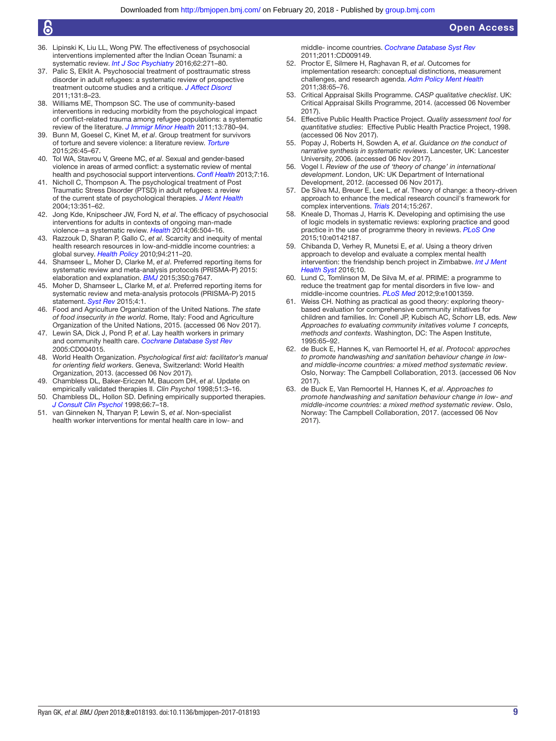36. Lipinski K, Liu LL, Wong PW. The effectiveness of psychosocial interventions implemented after the Indian Ocean Tsunami: a systematic review. *Int J Soc Psychiatry* 2016;62:271–80.
37. Palic S, Elklit A. Psychosocial treatment of posttraumatic stress disorder in adult refugees: a systematic review of prospective treatment outcome studies and a critique. *J Affect Disord* 2011;131:8–23.
38. Williams ME, Thompson SC. The use of community-based interventions in reducing morbidity from the psychological impact of conflict-related trauma among refugee populations: a systematic review of the literature. *J Immigr Minor Health* 2011;13:780–94.
39. Bunn M, Goesel C, Kinet M, *et al*. Group treatment for survivors of torture and severe violence: a literature review. *Torture* 2015;26:45–67.
40. Tol WA, Stavrou V, Greene MC, *et al*. Sexual and gender-based violence in areas of armed conflict: a systematic review of mental health and psychosocial support interventions. *Confl Health* 2013;7:16.
41. Nicholl C, Thompson A. The psychological treatment of Post Traumatic Stress Disorder (PTSD) in adult refugees: a review of the current state of psychological therapies. *J Ment Health* 2004;13:351–62.
42. Jong Kde, Knipscheer JW, Ford N, *et al*. The efficacy of psychosocial interventions for adults in contexts of ongoing man-made violence—a systematic review. *Health* 2014;06:504–16.
43. Razzouk D, Sharan P, Gallo C, *et al*. Scarcity and inequity of mental health research resources in low-and-middle income countries: a global survey. *Health Policy* 2010;94:211–20.
44. Shamseer L, Moher D, Clarke M, *et al*. Preferred reporting items for systematic review and meta-analysis protocols (PRISMA-P) 2015: elaboration and explanation. *BMJ* 2015;350:g7647.
45. Moher D, Shamseer L, Clarke M, *et al*. Preferred reporting items for systematic review and meta-analysis protocols (PRISMA-P) 2015 statement. *Syst Rev* 2015;4:1.
46. Food and Agriculture Organization of the United Nations. *The state of food insecurity in the world*. Rome, Italy: Food and Agriculture Organization of the United Nations, 2015. (accessed 06 Nov 2017).
47. Lewin SA, Dick J, Pond P, *et al*. Lay health workers in primary and community health care. *Cochrane Database Syst Rev* 2005:CD004015.
48. World Health Organization. *Psychological first aid: facilitator's manual for orienting field workers*. Geneva, Switzerland: World Health Organization, 2013. (accessed 06 Nov 2017).
49. Chambless DL, Baker-Ericzen M, Baucom DH, *et al*. Update on empirically validated therapies II. *Clin Psychol* 1998;51:3–16.
50. Chambless DL, Hollon SD. Defining empirically supported therapies. *J Consult Clin Psychol* 1998;66:7–18.
51. van Ginneken N, Tharyan P, Lewin S, *et al*. Non-specialist health worker interventions for mental health care in low- and middle- income countries. *Cochrane Database Syst Rev* 2011;2011:CD009149.
52. Proctor E, Silmere H, Raghavan R, *et al*. Outcomes for implementation research: conceptual distinctions, measurement challenges, and research agenda. *Adm Policy Ment Health* 2011;38:65–76.
53. Critical Appraisal Skills Programme. *CASP qualitative checklist*. UK: Critical Appraisal Skills Programme, 2014. (accessed 06 November 2017).
54. Effective Public Health Practice Project. *Quality assessment tool for quantitative studies*: Effective Public Health Practice Project, 1998. (accessed 06 Nov 2017).
55. Popay J, Roberts H, Sowden A, *et al*. *Guidance on the conduct of narrative synthesis in systematic reviews*. Lancester, UK: Lancester University, 2006. (accessed 06 Nov 2017).
56. Vogel I. *Review of the use of 'theory of change' in international development*. London, UK: UK Department of International Development, 2012. (accessed 06 Nov 2017).
57. De Silva MJ, Breuer E, Lee L, *et al*. Theory of change: a theory-driven approach to enhance the medical research council's framework for complex interventions. *Trials* 2014;15:267.
58. Kneale D, Thomas J, Harris K. Developing and optimising the use of logic models in systematic reviews: exploring practice and good practice in the use of programme theory in reviews. *PLoS One* 2015;10:e0142187.
59. Chibanda D, Verhey R, Munetsi E, *et al*. Using a theory driven approach to develop and evaluate a complex mental health intervention: the friendship bench project in Zimbabwe. *Int J Ment Health Syst* 2016;10.
60. Lund C, Tomlinson M, De Silva M, *et al*. PRIME: a programme to reduce the treatment gap for mental disorders in five low- and middle-income countries. *PLoS Med* 2012;9:e1001359.
61. Weiss CH. Nothing as practical as good theory: exploring theory-based evaluation for comprehensive community initatives for children and families. In: Conell JP, Kubisch AC, Schorr LB, eds. *New Approaches to evaluating community initatives volume 1 concepts, methods and contexts*. Washington, DC: The Aspen Institute, 1995:65–92.
62. de Buck E, Hannes K, van Remoortel H, *et al*. *Protocol: approches to promote handwashing and sanitation behaviour change in low- and middle-income countries: a mixed method systematic review*. Oslo, Norway: The Campbell Collaboration, 2013. (accessed 06 Nov 2017).
63. de Buck E, Van Remoortel H, Hannes K, *et al*. *Approaches to promote handwashing and sanitation behaviour change in low- and middle-income countries: a mixed method systematic review*. Oslo, Norway: The Campbell Collaboration, 2017. (accessed 06 Nov 2017).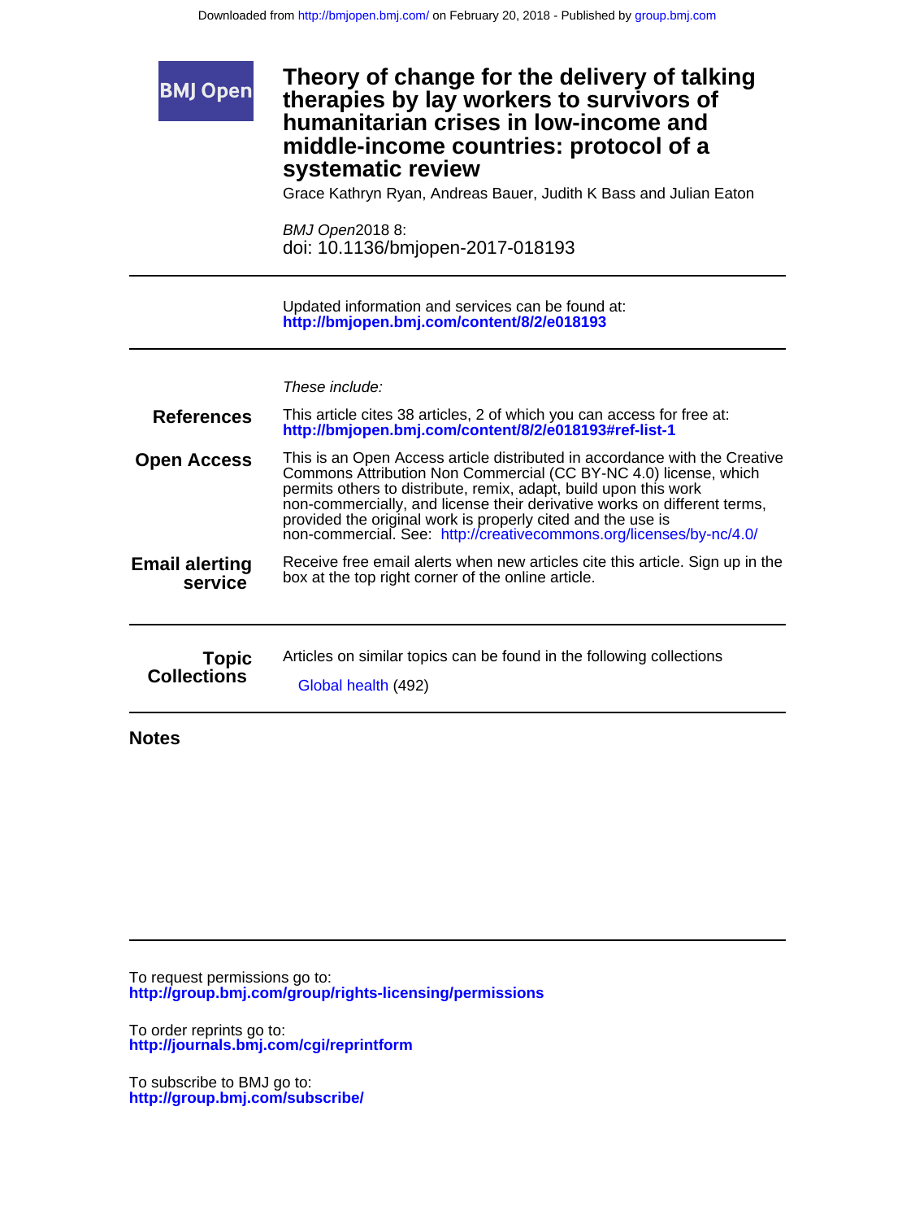Downloaded from http://bmjopen.bmj.com/ on February 20, 2018 - Published by group.bmj.com

BMJ Open

# Theory of change for the delivery of talking therapies by lay workers to survivors of humanitarian crises in low-income and middle-income countries: protocol of a systematic review

Grace Kathryn Ryan, Andreas Bauer, Judith K Bass and Julian Eaton

*BMJ Open*2018 8:
doi: 10.1136/bmjopen-2017-018193

Updated information and services can be found at:
**http://bmjopen.bmj.com/content/8/2/e018193**

*These include:*

**References** This article cites 38 articles, 2 of which you can access for free at:
**http://bmjopen.bmj.com/content/8/2/e018193#ref-list-1**

**Open Access** This is an Open Access article distributed in accordance with the Creative Commons Attribution Non Commercial (CC BY-NC 4.0) license, which permits others to distribute, remix, adapt, build upon this work non-commercially, and license their derivative works on different terms, provided the original work is properly cited and the use is non-commercial. See: http://creativecommons.org/licenses/by-nc/4.0/

**Email alerting service** Receive free email alerts when new articles cite this article. Sign up in the box at the top right corner of the online article.

**Topic Collections** Articles on similar topics can be found in the following collections

Global health (492)

## Notes

To request permissions go to:
**http://group.bmj.com/group/rights-licensing/permissions**

To order reprints go to:
**http://journals.bmj.com/cgi/reprintform**

To subscribe to BMJ go to:
**http://group.bmj.com/subscribe/**